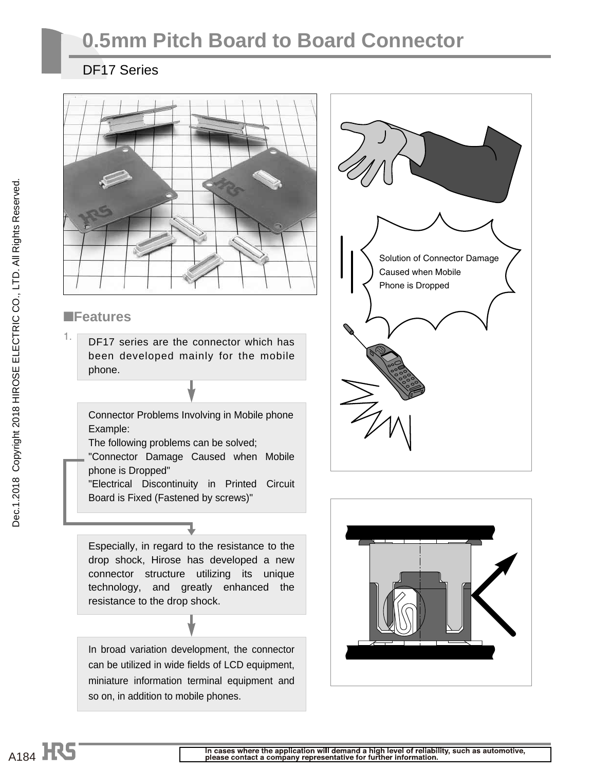# 0.5mm Pitch Board to Board Connector

## DF17 Series

Solution of Connector Damage Caused when Mobile Phone is Dropped

## ■Features

1. DF17 series are the connector which has been developed mainly for the mobile phone.

Connector Problems Involving in Mobile phone Example:
The following problems can be solved;
"Connector Damage Caused when Mobile phone is Dropped"
"Electrical Discontinuity in Printed Circuit Board is Fixed (Fastened by screws)"

Especially, in regard to the resistance to the drop shock, Hirose has developed a new connector structure utilizing its unique technology, and greatly enhanced the resistance to the drop shock.

In broad variation development, the connector can be utilized in wide fields of LCD equipment, miniature information terminal equipment and so on, in addition to mobile phones.

In cases where the application will demand a high level of reliability, such as automotive, please contact a company representative for further information.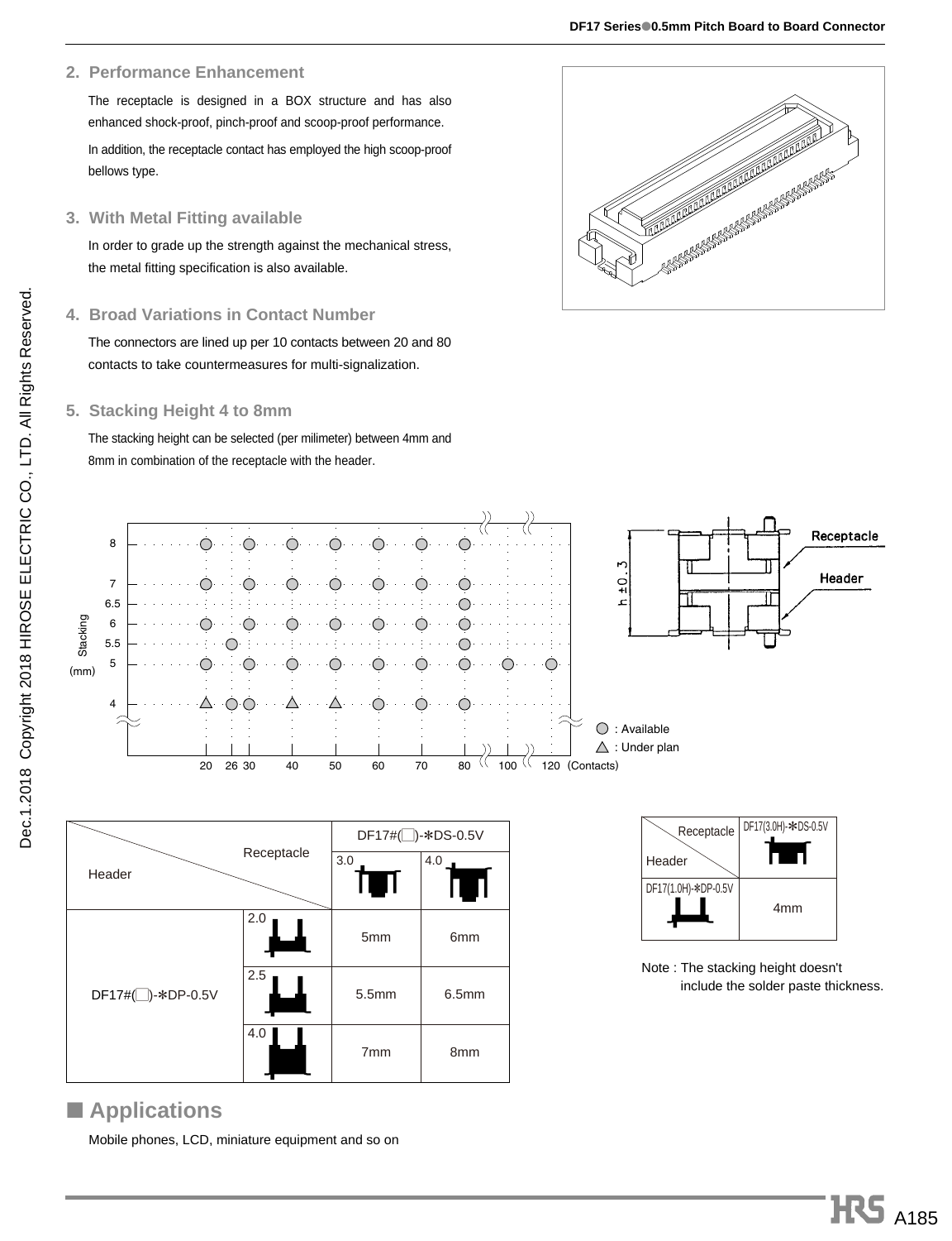## 2. Performance Enhancement

The receptacle is designed in a BOX structure and has also enhanced shock-proof, pinch-proof and scoop-proof performance.

In addition, the receptacle contact has employed the high scoop-proof bellows type.

## 3. With Metal Fitting available

In order to grade up the strength against the mechanical stress, the metal fitting specification is also available.

## 4. Broad Variations in Contact Number

The connectors are lined up per 10 contacts between 20 and 80 contacts to take countermeasures for multi-signalization.

## 5. Stacking Height 4 to 8mm

The stacking height can be selected (per milimeter) between 4mm and 8mm in combination of the receptacle with the header.

| Stacking (mm) \ Contacts | 20 | 26 | 30 | 40 | 50 | 60 | 70 | 80 | 100 | 120 |
|---|---|---|---|---|---|---|---|---|---|---|
| 8 | ○ | | ○ | ○ | ○ | ○ | ○ | ○ | | |
| 7 | ○ | | ○ | ○ | ○ | ○ | ○ | ○ | | |
| 6.5 | | | | | | | | ○ | | |
| 6 | ○ | | ○ | ○ | ○ | ○ | ○ | ○ | | |
| 5.5 | | ○ | | | | | | ○ | | |
| 5 | ○ | | ○ | ○ | ○ | ○ | ○ | ○ | ○ | ○ |
| 4 | △ | ○ | ○ | △ | △ | ○ | ○ | ○ | | |

○ : Available
△ : Under plan

Receptacle
Header
h ±0.3

| Header \ Receptacle | | DF17#(□)-∗DS-0.5V 3.0 | DF17#(□)-∗DS-0.5V 4.0 |
|---|---|---|---|
| DF17#(□)-∗DP-0.5V | 2.0 | 5mm | 6mm |
| | 2.5 | 5.5mm | 6.5mm |
| | 4.0 | 7mm | 8mm |

| Header \ Receptacle | DF17(3.0H)-∗DS-0.5V |
|---|---|
| DF17(1.0H)-∗DP-0.5V | 4mm |

Note : The stacking height doesn't include the solder paste thickness.

## ■ Applications

Mobile phones, LCD, miniature equipment and so on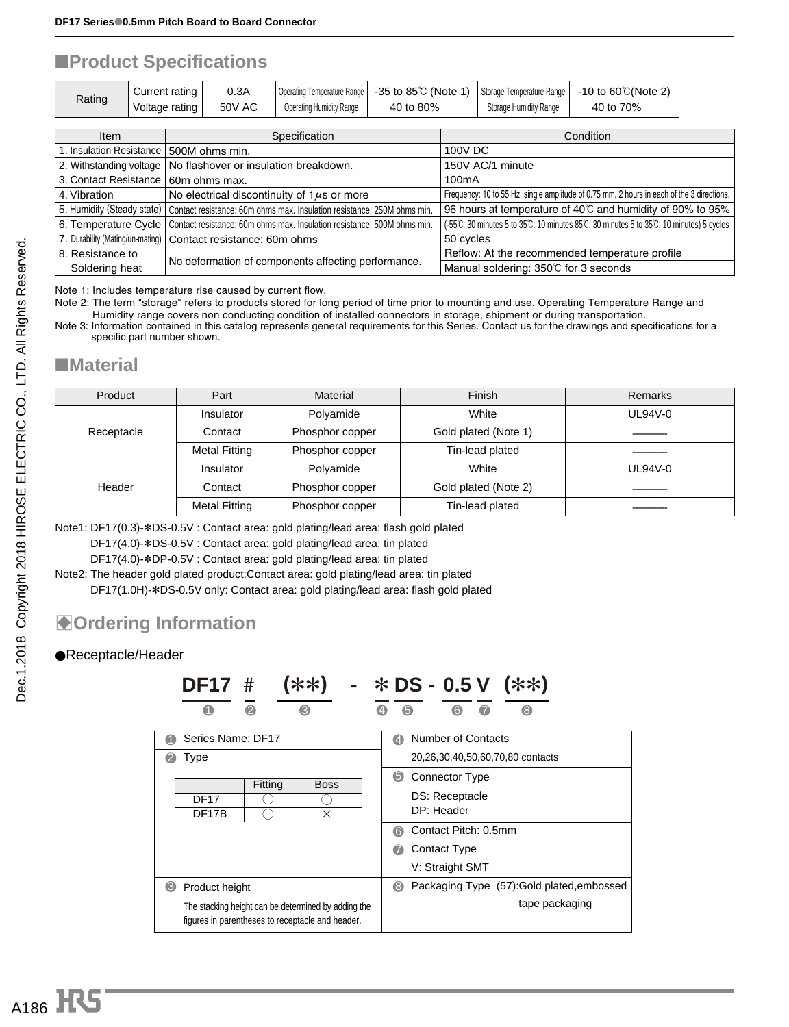## ■Product Specifications

| Rating | Current rating | 0.3A | Operating Temperature Range | -35 to 85℃ (Note 1) | Storage Temperature Range | -10 to 60℃(Note 2) |
|---|---|---|---|---|---|---|
| | Voltage rating | 50V AC | Operating Humidity Range | 40 to 80% | Storage Humidity Range | 40 to 70% |

| Item | Specification | Condition |
|---|---|---|
| 1. Insulation Resistance | 500M ohms min. | 100V DC |
| 2. Withstanding voltage | No flashover or insulation breakdown. | 150V AC/1 minute |
| 3. Contact Resistance | 60m ohms max. | 100mA |
| 4. Vibration | No electrical discontinuity of 1$\mu$s or more | Frequency: 10 to 55 Hz, single amplitude of 0.75 mm, 2 hours in each of the 3 directions. |
| 5. Humidity (Steady state) | Contact resistance: 60m ohms max. Insulation resistance: 250M ohms min. | 96 hours at temperature of 40℃ and humidity of 90% to 95% |
| 6. Temperature Cycle | Contact resistance: 60m ohms max. Insulation resistance: 500M ohms min. | (-55℃: 30 minutes 5 to 35℃: 10 minutes 85℃: 30 minutes 5 to 35℃: 10 minutes) 5 cycles |
| 7. Durability (Mating/un-mating) | Contact resistance: 60m ohms | 50 cycles |
| 8. Resistance to Soldering heat | No deformation of components affecting performance. | Reflow: At the recommended temperature profile |
| | | Manual soldering: 350℃ for 3 seconds |

Note 1: Includes temperature rise caused by current flow.
Note 2: The term "storage" refers to products stored for long period of time prior to mounting and use. Operating Temperature Range and Humidity range covers non conducting condition of installed connectors in storage, shipment or during transportation.
Note 3: Information contained in this catalog represents general requirements for this Series. Contact us for the drawings and specifications for a specific part number shown.

## ■Material

| Product | Part | Material | Finish | Remarks |
|---|---|---|---|---|
| Receptacle | Insulator | Polyamide | White | UL94V-0 |
| | Contact | Phosphor copper | Gold plated (Note 1) | ――― |
| | Metal Fitting | Phosphor copper | Tin-lead plated | ――― |
| Header | Insulator | Polyamide | White | UL94V-0 |
| | Contact | Phosphor copper | Gold plated (Note 2) | ――― |
| | Metal Fitting | Phosphor copper | Tin-lead plated | ――― |

Note1: DF17(0.3)-∗DS-0.5V : Contact area: gold plating/lead area: flash gold plated
DF17(4.0)-∗DS-0.5V : Contact area: gold plating/lead area: tin plated
DF17(4.0)-∗DP-0.5V : Contact area: gold plating/lead area: tin plated
Note2: The header gold plated product:Contact area: gold plating/lead area: tin plated
DF17(1.0H)-∗DS-0.5V only: Contact area: gold plating/lead area: flash gold plated

## ◆Ordering Information

●Receptacle/Header

**DF17 # (∗∗) - ∗ DS - 0.5 V (∗∗)**

❶ ❷ ❸ ❹ ❺ ❻ ❼ ❽

❶ Series Name: DF17

❷ Type

| | Fitting | Boss |
|---|---|---|
| DF17 | ○ | ○ |
| DF17B | ○ | × |

❸ Product height
The stacking height can be determined by adding the figures in parentheses to receptacle and header.

❹ Number of Contacts
20,26,30,40,50,60,70,80 contacts

❺ Connector Type
DS: Receptacle
DP: Header

❻ Contact Pitch: 0.5mm

❼ Contact Type
V: Straight SMT

❽ Packaging Type (57):Gold plated,embossed tape packaging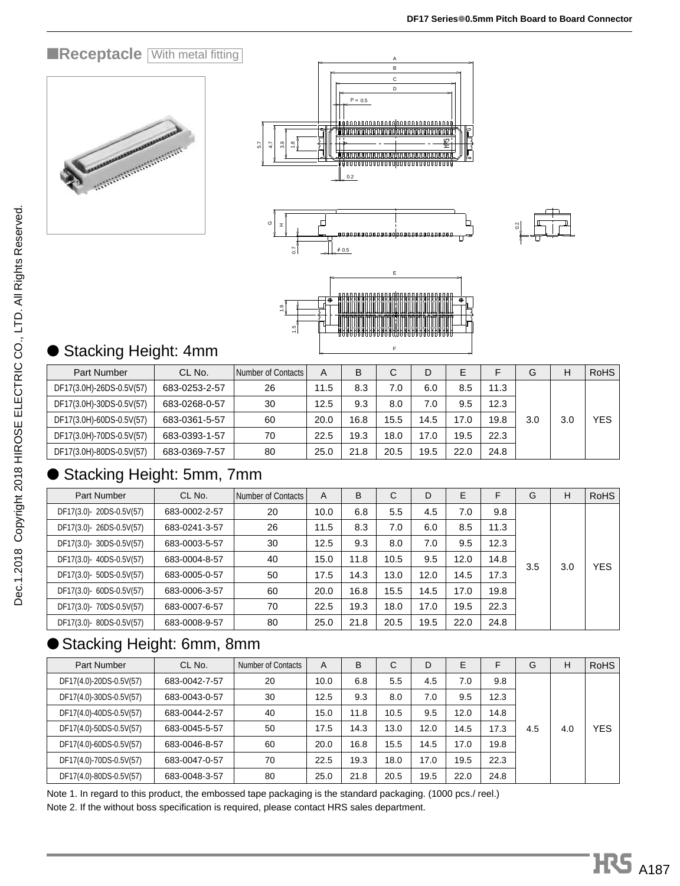## ■Receptacle With metal fitting

● Stacking Height: 4mm

| Part Number | CL No. | Number of Contacts | A | B | C | D | E | F | G | H | RoHS |
|---|---|---|---|---|---|---|---|---|---|---|---|
| DF17(3.0H)-26DS-0.5V(57) | 683-0253-2-57 | 26 | 11.5 | 8.3 | 7.0 | 6.0 | 8.5 | 11.3 | 3.0 | 3.0 | YES |
| DF17(3.0H)-30DS-0.5V(57) | 683-0268-0-57 | 30 | 12.5 | 9.3 | 8.0 | 7.0 | 9.5 | 12.3 | | | |
| DF17(3.0H)-60DS-0.5V(57) | 683-0361-5-57 | 60 | 20.0 | 16.8 | 15.5 | 14.5 | 17.0 | 19.8 | | | |
| DF17(3.0H)-70DS-0.5V(57) | 683-0393-1-57 | 70 | 22.5 | 19.3 | 18.0 | 17.0 | 19.5 | 22.3 | | | |
| DF17(3.0H)-80DS-0.5V(57) | 683-0369-7-57 | 80 | 25.0 | 21.8 | 20.5 | 19.5 | 22.0 | 24.8 | | | |

● Stacking Height: 5mm, 7mm

| Part Number | CL No. | Number of Contacts | A | B | C | D | E | F | G | H | RoHS |
|---|---|---|---|---|---|---|---|---|---|---|---|
| DF17(3.0)- 20DS-0.5V(57) | 683-0002-2-57 | 20 | 10.0 | 6.8 | 5.5 | 4.5 | 7.0 | 9.8 | 3.5 | 3.0 | YES |
| DF17(3.0)- 26DS-0.5V(57) | 683-0241-3-57 | 26 | 11.5 | 8.3 | 7.0 | 6.0 | 8.5 | 11.3 | | | |
| DF17(3.0)- 30DS-0.5V(57) | 683-0003-5-57 | 30 | 12.5 | 9.3 | 8.0 | 7.0 | 9.5 | 12.3 | | | |
| DF17(3.0)- 40DS-0.5V(57) | 683-0004-8-57 | 40 | 15.0 | 11.8 | 10.5 | 9.5 | 12.0 | 14.8 | | | |
| DF17(3.0)- 50DS-0.5V(57) | 683-0005-0-57 | 50 | 17.5 | 14.3 | 13.0 | 12.0 | 14.5 | 17.3 | | | |
| DF17(3.0)- 60DS-0.5V(57) | 683-0006-3-57 | 60 | 20.0 | 16.8 | 15.5 | 14.5 | 17.0 | 19.8 | | | |
| DF17(3.0)- 70DS-0.5V(57) | 683-0007-6-57 | 70 | 22.5 | 19.3 | 18.0 | 17.0 | 19.5 | 22.3 | | | |
| DF17(3.0)- 80DS-0.5V(57) | 683-0008-9-57 | 80 | 25.0 | 21.8 | 20.5 | 19.5 | 22.0 | 24.8 | | | |

● Stacking Height: 6mm, 8mm

| Part Number | CL No. | Number of Contacts | A | B | C | D | E | F | G | H | RoHS |
|---|---|---|---|---|---|---|---|---|---|---|---|
| DF17(4.0)-20DS-0.5V(57) | 683-0042-7-57 | 20 | 10.0 | 6.8 | 5.5 | 4.5 | 7.0 | 9.8 | 4.5 | 4.0 | YES |
| DF17(4.0)-30DS-0.5V(57) | 683-0043-0-57 | 30 | 12.5 | 9.3 | 8.0 | 7.0 | 9.5 | 12.3 | | | |
| DF17(4.0)-40DS-0.5V(57) | 683-0044-2-57 | 40 | 15.0 | 11.8 | 10.5 | 9.5 | 12.0 | 14.8 | | | |
| DF17(4.0)-50DS-0.5V(57) | 683-0045-5-57 | 50 | 17.5 | 14.3 | 13.0 | 12.0 | 14.5 | 17.3 | | | |
| DF17(4.0)-60DS-0.5V(57) | 683-0046-8-57 | 60 | 20.0 | 16.8 | 15.5 | 14.5 | 17.0 | 19.8 | | | |
| DF17(4.0)-70DS-0.5V(57) | 683-0047-0-57 | 70 | 22.5 | 19.3 | 18.0 | 17.0 | 19.5 | 22.3 | | | |
| DF17(4.0)-80DS-0.5V(57) | 683-0048-3-57 | 80 | 25.0 | 21.8 | 20.5 | 19.5 | 22.0 | 24.8 | | | |

Note 1. In regard to this product, the embossed tape packaging is the standard packaging. (1000 pcs./ reel.)

Note 2. If the without boss specification is required, please contact HRS sales department.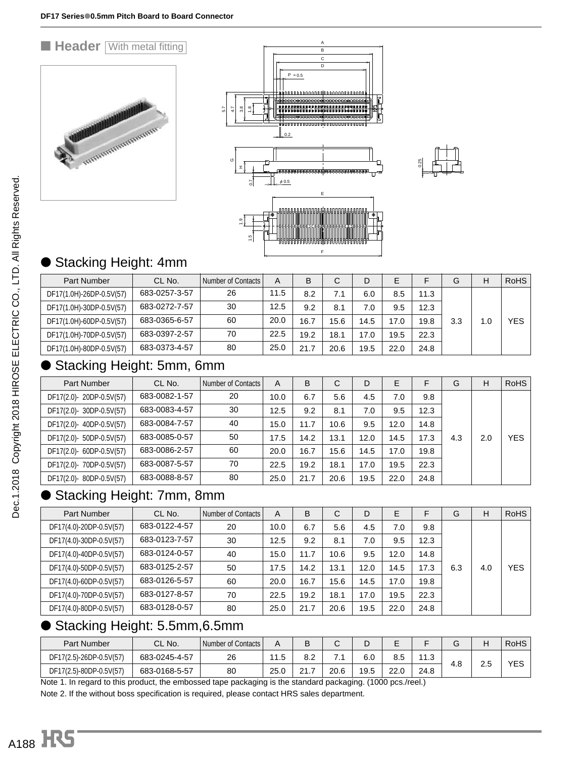## ■ Header With metal fitting

### ● Stacking Height: 4mm

| Part Number | CL No. | Number of Contacts | A | B | C | D | E | F | G | H | RoHS |
|---|---|---|---|---|---|---|---|---|---|---|---|
| DF17(1.0H)-26DP-0.5V(57) | 683-0257-3-57 | 26 | 11.5 | 8.2 | 7.1 | 6.0 | 8.5 | 11.3 | 3.3 | 1.0 | YES |
| DF17(1.0H)-30DP-0.5V(57) | 683-0272-7-57 | 30 | 12.5 | 9.2 | 8.1 | 7.0 | 9.5 | 12.3 | | | |
| DF17(1.0H)-60DP-0.5V(57) | 683-0365-6-57 | 60 | 20.0 | 16.7 | 15.6 | 14.5 | 17.0 | 19.8 | | | |
| DF17(1.0H)-70DP-0.5V(57) | 683-0397-2-57 | 70 | 22.5 | 19.2 | 18.1 | 17.0 | 19.5 | 22.3 | | | |
| DF17(1.0H)-80DP-0.5V(57) | 683-0373-4-57 | 80 | 25.0 | 21.7 | 20.6 | 19.5 | 22.0 | 24.8 | | | |

### ● Stacking Height: 5mm, 6mm

| Part Number | CL No. | Number of Contacts | A | B | C | D | E | F | G | H | RoHS |
|---|---|---|---|---|---|---|---|---|---|---|---|
| DF17(2.0)- 20DP-0.5V(57) | 683-0082-1-57 | 20 | 10.0 | 6.7 | 5.6 | 4.5 | 7.0 | 9.8 | 4.3 | 2.0 | YES |
| DF17(2.0)- 30DP-0.5V(57) | 683-0083-4-57 | 30 | 12.5 | 9.2 | 8.1 | 7.0 | 9.5 | 12.3 | | | |
| DF17(2.0)- 40DP-0.5V(57) | 683-0084-7-57 | 40 | 15.0 | 11.7 | 10.6 | 9.5 | 12.0 | 14.8 | | | |
| DF17(2.0)- 50DP-0.5V(57) | 683-0085-0-57 | 50 | 17.5 | 14.2 | 13.1 | 12.0 | 14.5 | 17.3 | | | |
| DF17(2.0)- 60DP-0.5V(57) | 683-0086-2-57 | 60 | 20.0 | 16.7 | 15.6 | 14.5 | 17.0 | 19.8 | | | |
| DF17(2.0)- 70DP-0.5V(57) | 683-0087-5-57 | 70 | 22.5 | 19.2 | 18.1 | 17.0 | 19.5 | 22.3 | | | |
| DF17(2.0)- 80DP-0.5V(57) | 683-0088-8-57 | 80 | 25.0 | 21.7 | 20.6 | 19.5 | 22.0 | 24.8 | | | |

### ● Stacking Height: 7mm, 8mm

| Part Number | CL No. | Number of Contacts | A | B | C | D | E | F | G | H | RoHS |
|---|---|---|---|---|---|---|---|---|---|---|---|
| DF17(4.0)-20DP-0.5V(57) | 683-0122-4-57 | 20 | 10.0 | 6.7 | 5.6 | 4.5 | 7.0 | 9.8 | 6.3 | 4.0 | YES |
| DF17(4.0)-30DP-0.5V(57) | 683-0123-7-57 | 30 | 12.5 | 9.2 | 8.1 | 7.0 | 9.5 | 12.3 | | | |
| DF17(4.0)-40DP-0.5V(57) | 683-0124-0-57 | 40 | 15.0 | 11.7 | 10.6 | 9.5 | 12.0 | 14.8 | | | |
| DF17(4.0)-50DP-0.5V(57) | 683-0125-2-57 | 50 | 17.5 | 14.2 | 13.1 | 12.0 | 14.5 | 17.3 | | | |
| DF17(4.0)-60DP-0.5V(57) | 683-0126-5-57 | 60 | 20.0 | 16.7 | 15.6 | 14.5 | 17.0 | 19.8 | | | |
| DF17(4.0)-70DP-0.5V(57) | 683-0127-8-57 | 70 | 22.5 | 19.2 | 18.1 | 17.0 | 19.5 | 22.3 | | | |
| DF17(4.0)-80DP-0.5V(57) | 683-0128-0-57 | 80 | 25.0 | 21.7 | 20.6 | 19.5 | 22.0 | 24.8 | | | |

### ● Stacking Height: 5.5mm,6.5mm

| Part Number | CL No. | Number of Contacts | A | B | C | D | E | F | G | H | RoHS |
|---|---|---|---|---|---|---|---|---|---|---|---|
| DF17(2.5)-26DP-0.5V(57) | 683-0245-4-57 | 26 | 11.5 | 8.2 | 7.1 | 6.0 | 8.5 | 11.3 | 4.8 | 2.5 | YES |
| DF17(2.5)-80DP-0.5V(57) | 683-0168-5-57 | 80 | 25.0 | 21.7 | 20.6 | 19.5 | 22.0 | 24.8 | | | |

Note 1. In regard to this product, the embossed tape packaging is the standard packaging. (1000 pcs./reel.)

Note 2. If the without boss specification is required, please contact HRS sales department.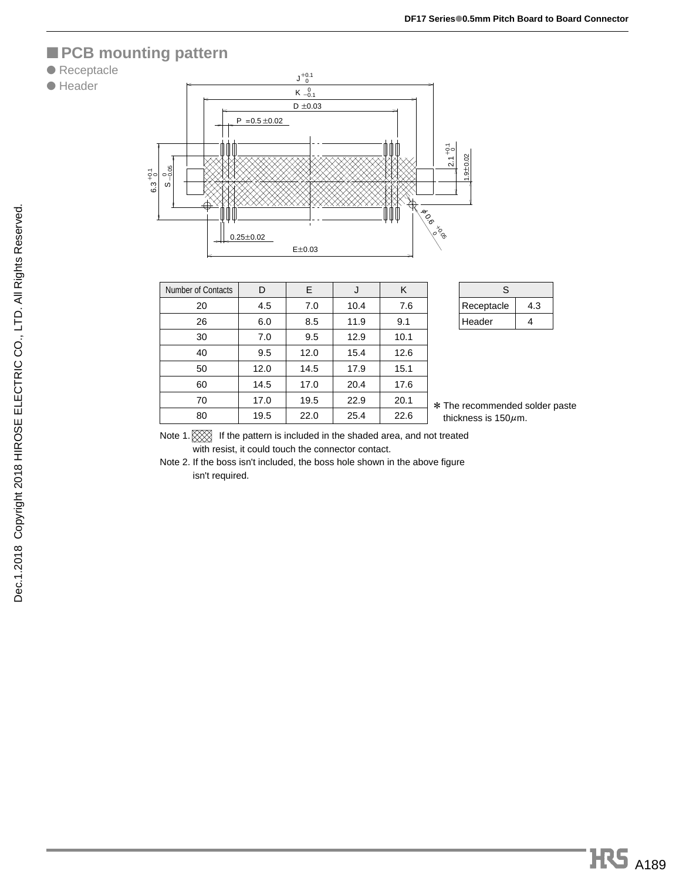## ■ PCB mounting pattern

● Receptacle

● Header

| Number of Contacts | D | E | J | K |
|---|---|---|---|---|
| 20 | 4.5 | 7.0 | 10.4 | 7.6 |
| 26 | 6.0 | 8.5 | 11.9 | 9.1 |
| 30 | 7.0 | 9.5 | 12.9 | 10.1 |
| 40 | 9.5 | 12.0 | 15.4 | 12.6 |
| 50 | 12.0 | 14.5 | 17.9 | 15.1 |
| 60 | 14.5 | 17.0 | 20.4 | 17.6 |
| 70 | 17.0 | 19.5 | 22.9 | 20.1 |
| 80 | 19.5 | 22.0 | 25.4 | 22.6 |

| S | |
|---|---|
| Receptacle | 4.3 |
| Header | 4 |

∗ The recommended solder paste thickness is 150$\mu$m.

Note 1. If the pattern is included in the shaded area, and not treated with resist, it could touch the connector contact.

Note 2. If the boss isn't included, the boss hole shown in the above figure isn't required.

Dec.1.2018 Copyright 2018 HIROSE ELECTRIC CO., LTD. All Rights Reserved.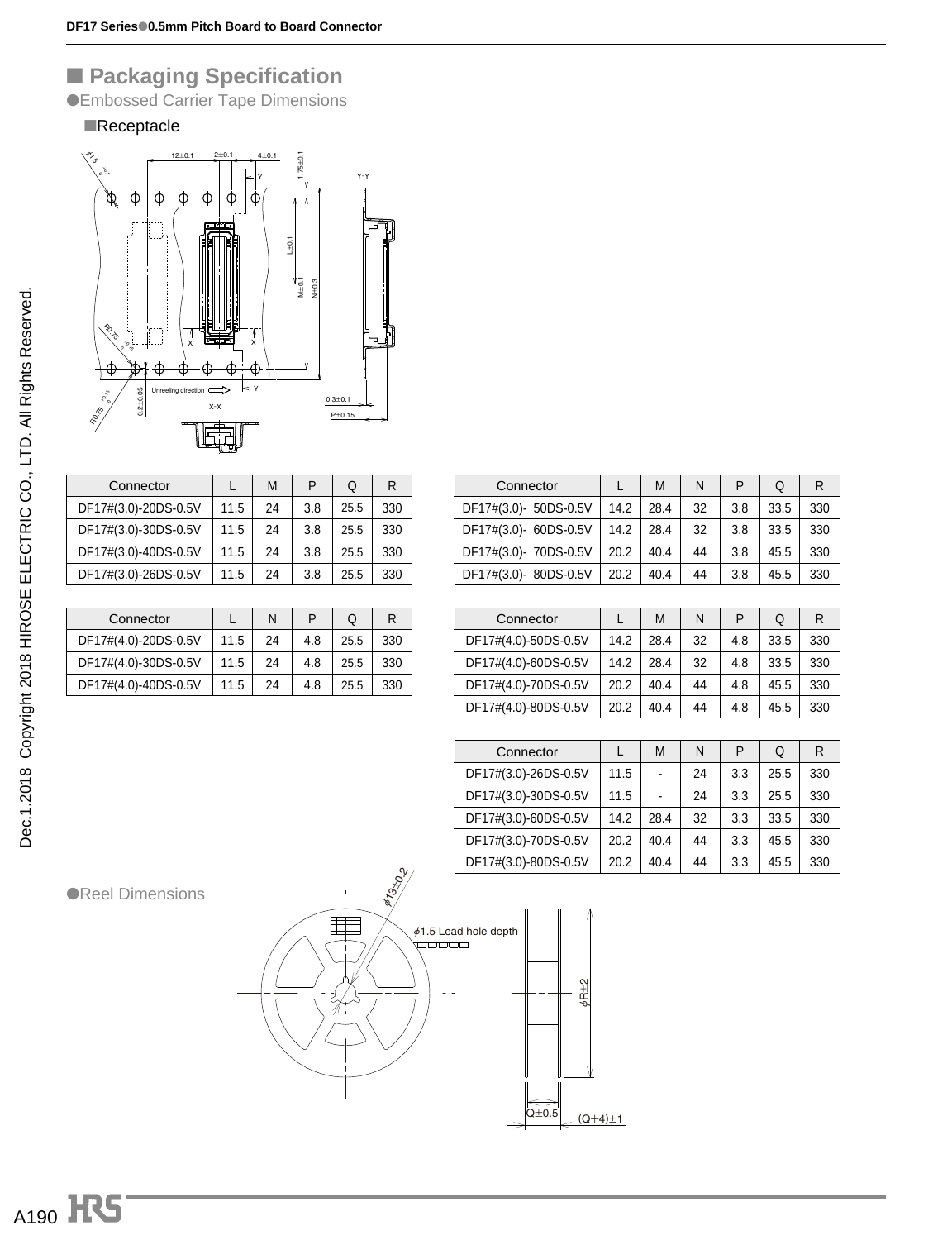## ■ Packaging Specification

●Embossed Carrier Tape Dimensions

■Receptacle

| Connector | L | M | P | Q | R |
|---|---|---|---|---|---|
| DF17#(3.0)-20DS-0.5V | 11.5 | 24 | 3.8 | 25.5 | 330 |
| DF17#(3.0)-30DS-0.5V | 11.5 | 24 | 3.8 | 25.5 | 330 |
| DF17#(3.0)-40DS-0.5V | 11.5 | 24 | 3.8 | 25.5 | 330 |
| DF17#(3.0)-26DS-0.5V | 11.5 | 24 | 3.8 | 25.5 | 330 |

| Connector | L | N | P | Q | R |
|---|---|---|---|---|---|
| DF17#(4.0)-20DS-0.5V | 11.5 | 24 | 4.8 | 25.5 | 330 |
| DF17#(4.0)-30DS-0.5V | 11.5 | 24 | 4.8 | 25.5 | 330 |
| DF17#(4.0)-40DS-0.5V | 11.5 | 24 | 4.8 | 25.5 | 330 |

| Connector | L | M | N | P | Q | R |
|---|---|---|---|---|---|---|
| DF17#(3.0)- 50DS-0.5V | 14.2 | 28.4 | 32 | 3.8 | 33.5 | 330 |
| DF17#(3.0)- 60DS-0.5V | 14.2 | 28.4 | 32 | 3.8 | 33.5 | 330 |
| DF17#(3.0)- 70DS-0.5V | 20.2 | 40.4 | 44 | 3.8 | 45.5 | 330 |
| DF17#(3.0)- 80DS-0.5V | 20.2 | 40.4 | 44 | 3.8 | 45.5 | 330 |

| Connector | L | M | N | P | Q | R |
|---|---|---|---|---|---|---|
| DF17#(4.0)-50DS-0.5V | 14.2 | 28.4 | 32 | 4.8 | 33.5 | 330 |
| DF17#(4.0)-60DS-0.5V | 14.2 | 28.4 | 32 | 4.8 | 33.5 | 330 |
| DF17#(4.0)-70DS-0.5V | 20.2 | 40.4 | 44 | 4.8 | 45.5 | 330 |
| DF17#(4.0)-80DS-0.5V | 20.2 | 40.4 | 44 | 4.8 | 45.5 | 330 |

| Connector | L | M | N | P | Q | R |
|---|---|---|---|---|---|---|
| DF17#(3.0)-26DS-0.5V | 11.5 | - | 24 | 3.3 | 25.5 | 330 |
| DF17#(3.0)-30DS-0.5V | 11.5 | - | 24 | 3.3 | 25.5 | 330 |
| DF17#(3.0)-60DS-0.5V | 14.2 | 28.4 | 32 | 3.3 | 33.5 | 330 |
| DF17#(3.0)-70DS-0.5V | 20.2 | 40.4 | 44 | 3.3 | 45.5 | 330 |
| DF17#(3.0)-80DS-0.5V | 20.2 | 40.4 | 44 | 3.3 | 45.5 | 330 |

●Reel Dimensions

Dec.1.2018 Copyright 2018 HIROSE ELECTRIC CO., LTD. All Rights Reserved.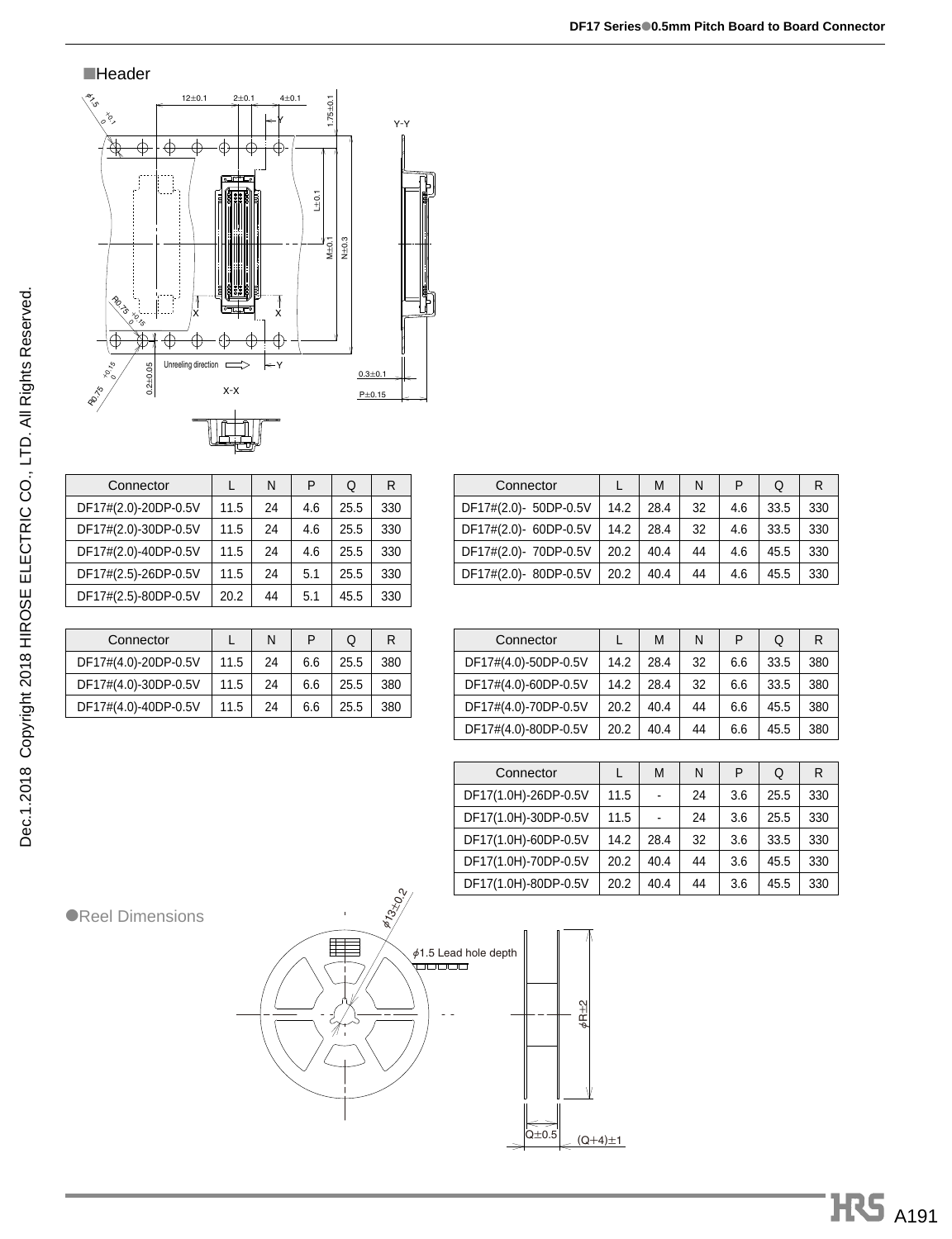■Header

| Connector | L | N | P | Q | R |
|---|---|---|---|---|---|
| DF17#(2.0)-20DP-0.5V | 11.5 | 24 | 4.6 | 25.5 | 330 |
| DF17#(2.0)-30DP-0.5V | 11.5 | 24 | 4.6 | 25.5 | 330 |
| DF17#(2.0)-40DP-0.5V | 11.5 | 24 | 4.6 | 25.5 | 330 |
| DF17#(2.5)-26DP-0.5V | 11.5 | 24 | 5.1 | 25.5 | 330 |
| DF17#(2.5)-80DP-0.5V | 20.2 | 44 | 5.1 | 45.5 | 330 |

| Connector | L | M | N | P | Q | R |
|---|---|---|---|---|---|---|
| DF17#(2.0)- 50DP-0.5V | 14.2 | 28.4 | 32 | 4.6 | 33.5 | 330 |
| DF17#(2.0)- 60DP-0.5V | 14.2 | 28.4 | 32 | 4.6 | 33.5 | 330 |
| DF17#(2.0)- 70DP-0.5V | 20.2 | 40.4 | 44 | 4.6 | 45.5 | 330 |
| DF17#(2.0)- 80DP-0.5V | 20.2 | 40.4 | 44 | 4.6 | 45.5 | 330 |

| Connector | L | N | P | Q | R |
|---|---|---|---|---|---|
| DF17#(4.0)-20DP-0.5V | 11.5 | 24 | 6.6 | 25.5 | 380 |
| DF17#(4.0)-30DP-0.5V | 11.5 | 24 | 6.6 | 25.5 | 380 |
| DF17#(4.0)-40DP-0.5V | 11.5 | 24 | 6.6 | 25.5 | 380 |

| Connector | L | M | N | P | Q | R |
|---|---|---|---|---|---|---|
| DF17#(4.0)-50DP-0.5V | 14.2 | 28.4 | 32 | 6.6 | 33.5 | 380 |
| DF17#(4.0)-60DP-0.5V | 14.2 | 28.4 | 32 | 6.6 | 33.5 | 380 |
| DF17#(4.0)-70DP-0.5V | 20.2 | 40.4 | 44 | 6.6 | 45.5 | 380 |
| DF17#(4.0)-80DP-0.5V | 20.2 | 40.4 | 44 | 6.6 | 45.5 | 380 |

| Connector | L | M | N | P | Q | R |
|---|---|---|---|---|---|---|
| DF17(1.0H)-26DP-0.5V | 11.5 | - | 24 | 3.6 | 25.5 | 330 |
| DF17(1.0H)-30DP-0.5V | 11.5 | - | 24 | 3.6 | 25.5 | 330 |
| DF17(1.0H)-60DP-0.5V | 14.2 | 28.4 | 32 | 3.6 | 33.5 | 330 |
| DF17(1.0H)-70DP-0.5V | 20.2 | 40.4 | 44 | 3.6 | 45.5 | 330 |
| DF17(1.0H)-80DP-0.5V | 20.2 | 40.4 | 44 | 3.6 | 45.5 | 330 |

●Reel Dimensions

Dec.1.2018 Copyright 2018 HIROSE ELECTRIC CO., LTD. All Rights Reserved.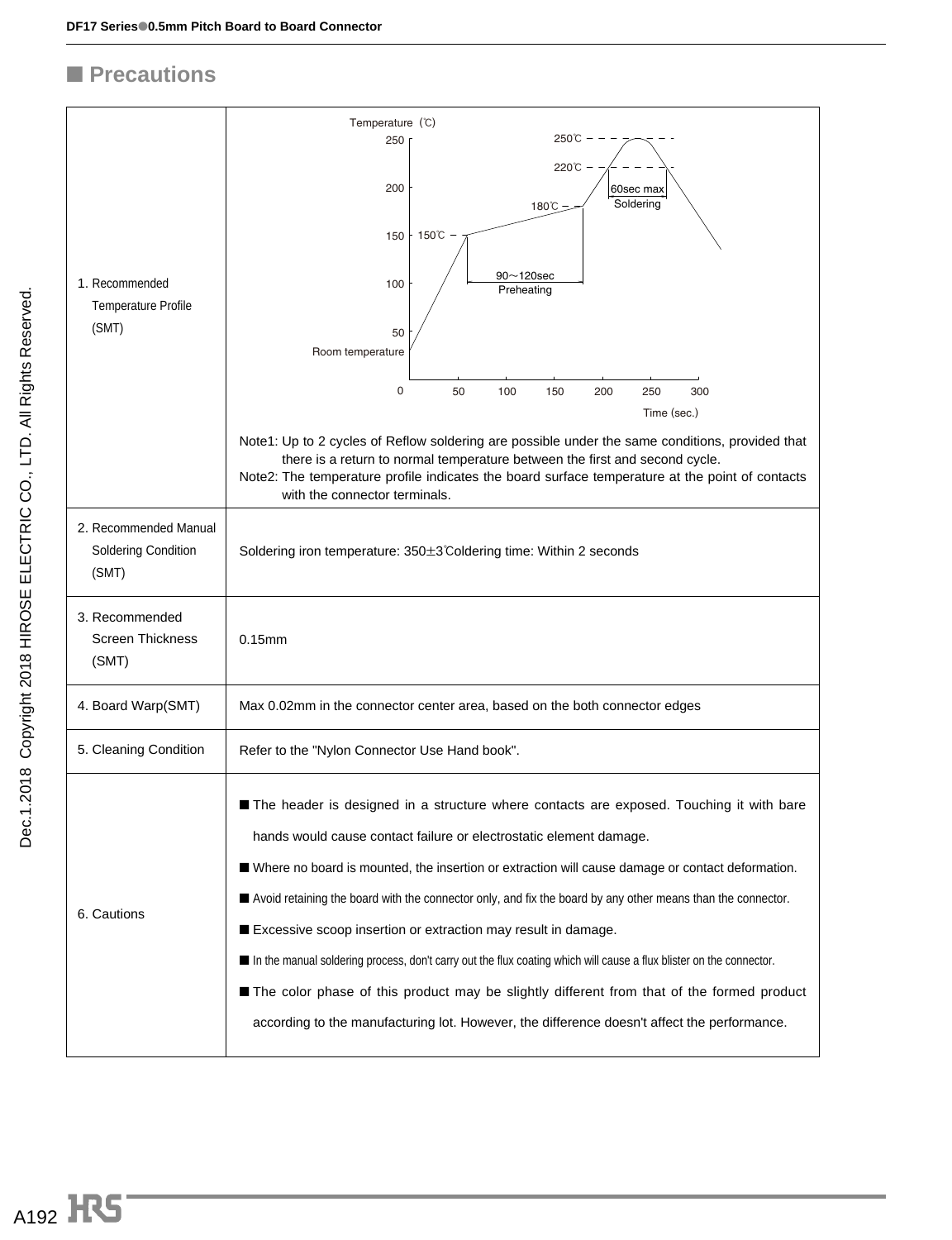## ■ Precautions

| | |
|---|---|
| 1. Recommended Temperature Profile (SMT) | Temperature (℃) 250, 200, 150, 100, 50, 0; Time (sec.) 50, 100, 150, 200, 250, 300; Room temperature; 150℃; 180℃; 220℃; 250℃; 90～120sec Preheating; 60sec max Soldering<br><br>Note1: Up to 2 cycles of Reflow soldering are possible under the same conditions, provided that there is a return to normal temperature between the first and second cycle.<br>Note2: The temperature profile indicates the board surface temperature at the point of contacts with the connector terminals. |
| 2. Recommended Manual Soldering Condition (SMT) | Soldering iron temperature: 350±3℃oldering time: Within 2 seconds |
| 3. Recommended Screen Thickness (SMT) | 0.15mm |
| 4. Board Warp(SMT) | Max 0.02mm in the connector center area, based on the both connector edges |
| 5. Cleaning Condition | Refer to the "Nylon Connector Use Hand book". |
| 6. Cautions | ■ The header is designed in a structure where contacts are exposed. Touching it with bare hands would cause contact failure or electrostatic element damage.<br>■ Where no board is mounted, the insertion or extraction will cause damage or contact deformation.<br>■ Avoid retaining the board with the connector only, and fix the board by any other means than the connector.<br>■ Excessive scoop insertion or extraction may result in damage.<br>■ In the manual soldering process, don't carry out the flux coating which will cause a flux blister on the connector.<br>■ The color phase of this product may be slightly different from that of the formed product according to the manufacturing lot. However, the difference doesn't affect the performance. |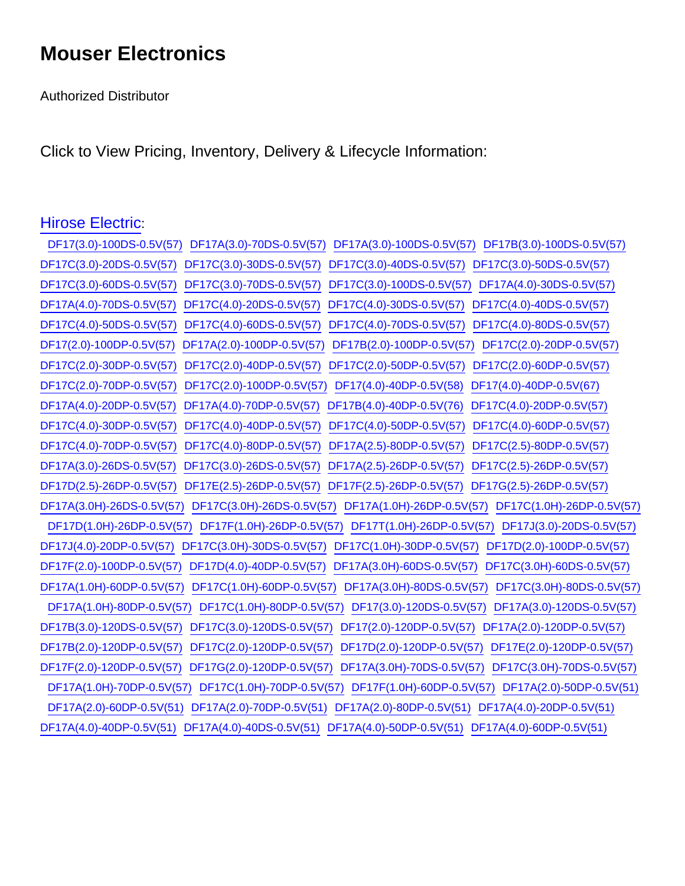# Mouser Electronics

Authorized Distributor

Click to View Pricing, Inventory, Delivery & Lifecycle Information:

Hirose Electric:

DF17(3.0)-100DS-0.5V(57) DF17A(3.0)-70DS-0.5V(57) DF17A(3.0)-100DS-0.5V(57) DF17B(3.0)-100DS-0.5V(57) DF17C(3.0)-20DS-0.5V(57) DF17C(3.0)-30DS-0.5V(57) DF17C(3.0)-40DS-0.5V(57) DF17C(3.0)-50DS-0.5V(57) DF17C(3.0)-60DS-0.5V(57) DF17C(3.0)-70DS-0.5V(57) DF17C(3.0)-100DS-0.5V(57) DF17A(4.0)-30DS-0.5V(57) DF17A(4.0)-70DS-0.5V(57) DF17C(4.0)-20DS-0.5V(57) DF17C(4.0)-30DS-0.5V(57) DF17C(4.0)-40DS-0.5V(57) DF17C(4.0)-50DS-0.5V(57) DF17C(4.0)-60DS-0.5V(57) DF17C(4.0)-70DS-0.5V(57) DF17C(4.0)-80DS-0.5V(57) DF17(2.0)-100DP-0.5V(57) DF17A(2.0)-100DP-0.5V(57) DF17B(2.0)-100DP-0.5V(57) DF17C(2.0)-20DP-0.5V(57) DF17C(2.0)-30DP-0.5V(57) DF17C(2.0)-40DP-0.5V(57) DF17C(2.0)-50DP-0.5V(57) DF17C(2.0)-60DP-0.5V(57) DF17C(2.0)-70DP-0.5V(57) DF17C(2.0)-100DP-0.5V(57) DF17(4.0)-40DP-0.5V(58) DF17(4.0)-40DP-0.5V(67) DF17A(4.0)-20DP-0.5V(57) DF17A(4.0)-70DP-0.5V(57) DF17B(4.0)-40DP-0.5V(76) DF17C(4.0)-20DP-0.5V(57) DF17C(4.0)-30DP-0.5V(57) DF17C(4.0)-40DP-0.5V(57) DF17C(4.0)-50DP-0.5V(57) DF17C(4.0)-60DP-0.5V(57) DF17C(4.0)-70DP-0.5V(57) DF17C(4.0)-80DP-0.5V(57) DF17A(2.5)-80DP-0.5V(57) DF17C(2.5)-80DP-0.5V(57) DF17A(3.0)-26DS-0.5V(57) DF17C(3.0)-26DS-0.5V(57) DF17A(2.5)-26DP-0.5V(57) DF17C(2.5)-26DP-0.5V(57) DF17D(2.5)-26DP-0.5V(57) DF17E(2.5)-26DP-0.5V(57) DF17F(2.5)-26DP-0.5V(57) DF17G(2.5)-26DP-0.5V(57) DF17A(3.0H)-26DS-0.5V(57) DF17C(3.0H)-26DS-0.5V(57) DF17A(1.0H)-26DP-0.5V(57) DF17C(1.0H)-26DP-0.5V(57) DF17D(1.0H)-26DP-0.5V(57) DF17F(1.0H)-26DP-0.5V(57) DF17T(1.0H)-26DP-0.5V(57) DF17J(3.0)-20DS-0.5V(57) DF17J(4.0)-20DP-0.5V(57) DF17C(3.0H)-30DS-0.5V(57) DF17C(1.0H)-30DP-0.5V(57) DF17D(2.0)-100DP-0.5V(57) DF17F(2.0)-100DP-0.5V(57) DF17D(4.0)-40DP-0.5V(57) DF17A(3.0H)-60DS-0.5V(57) DF17C(3.0H)-60DS-0.5V(57) DF17A(1.0H)-60DP-0.5V(57) DF17C(1.0H)-60DP-0.5V(57) DF17A(3.0H)-80DS-0.5V(57) DF17C(3.0H)-80DS-0.5V(57) DF17A(1.0H)-80DP-0.5V(57) DF17C(1.0H)-80DP-0.5V(57) DF17(3.0)-120DS-0.5V(57) DF17A(3.0)-120DS-0.5V(57) DF17B(3.0)-120DS-0.5V(57) DF17C(3.0)-120DS-0.5V(57) DF17(2.0)-120DP-0.5V(57) DF17A(2.0)-120DP-0.5V(57) DF17B(2.0)-120DP-0.5V(57) DF17C(2.0)-120DP-0.5V(57) DF17D(2.0)-120DP-0.5V(57) DF17E(2.0)-120DP-0.5V(57) DF17F(2.0)-120DP-0.5V(57) DF17G(2.0)-120DP-0.5V(57) DF17A(3.0H)-70DS-0.5V(57) DF17C(3.0H)-70DS-0.5V(57) DF17A(1.0H)-70DP-0.5V(57) DF17C(1.0H)-70DP-0.5V(57) DF17F(1.0H)-60DP-0.5V(57) DF17A(2.0)-50DP-0.5V(51) DF17A(2.0)-60DP-0.5V(51) DF17A(2.0)-70DP-0.5V(51) DF17A(2.0)-80DP-0.5V(51) DF17A(4.0)-20DP-0.5V(51) DF17A(4.0)-40DP-0.5V(51) DF17A(4.0)-40DS-0.5V(51) DF17A(4.0)-50DP-0.5V(51) DF17A(4.0)-60DP-0.5V(51)